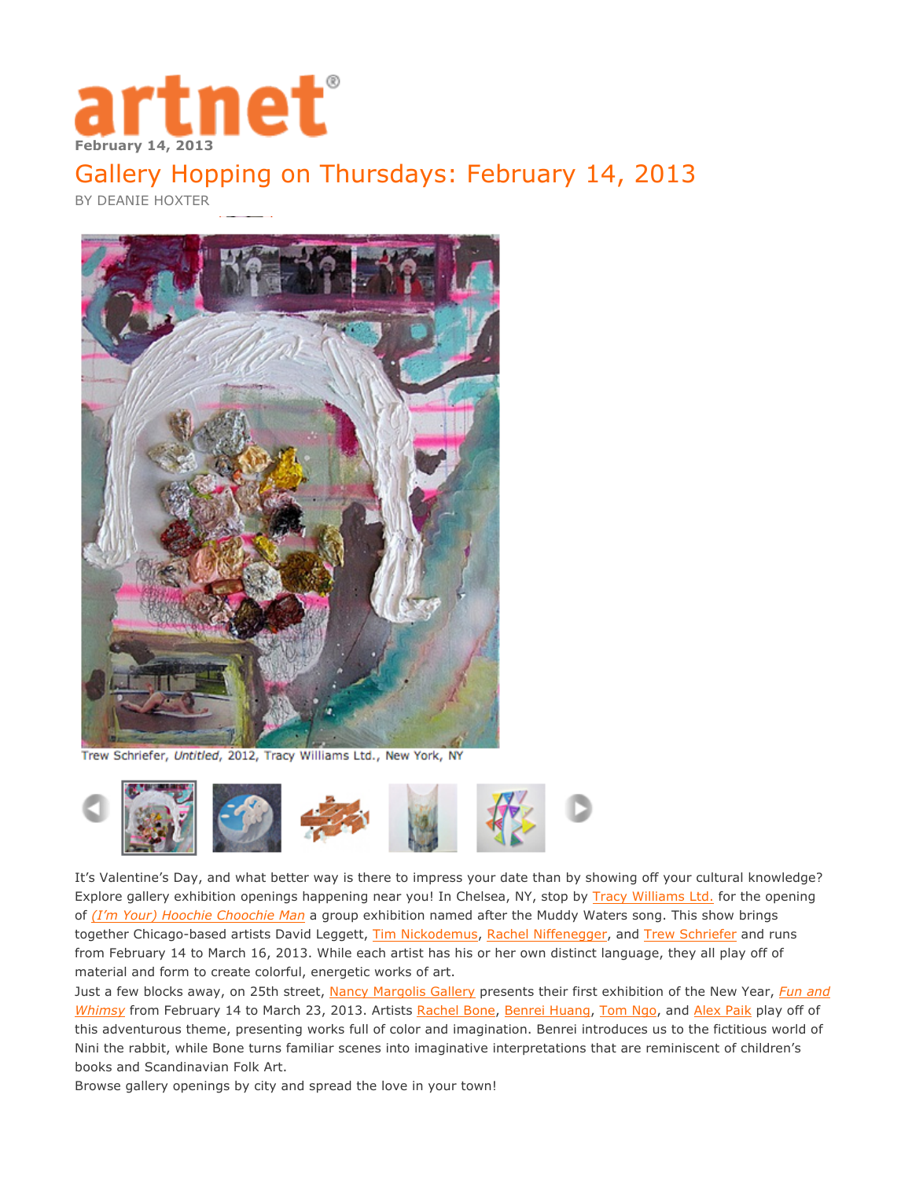artnet

February 14, 2013

# Gallery Hopping on Thursdays: February 14, 2013

BY DEANIE HOXTER

Trew Schriefer, *Untitled*, 2012, Tracy Williams Ltd., New York, NY

It's Valentine's Day, and what better way is there to impress your date than by showing off your cultural knowledge? Explore gallery exhibition openings happening near you! In Chelsea, NY, stop by Tracy Williams Ltd. for the opening of *(I'm Your) Hoochie Choochie Man* a group exhibition named after the Muddy Waters song. This show brings together Chicago-based artists David Leggett, Tim Nickodemus, Rachel Niffenegger, and Trew Schriefer and runs from February 14 to March 16, 2013. While each artist has his or her own distinct language, they all play off of material and form to create colorful, energetic works of art.

Just a few blocks away, on 25th street, Nancy Margolis Gallery presents their first exhibition of the New Year, *Fun and Whimsy* from February 14 to March 23, 2013. Artists Rachel Bone, Benrei Huang, Tom Ngo, and Alex Paik play off of this adventurous theme, presenting works full of color and imagination. Benrei introduces us to the fictitious world of Nini the rabbit, while Bone turns familiar scenes into imaginative interpretations that are reminiscent of children's books and Scandinavian Folk Art.

Browse gallery openings by city and spread the love in your town!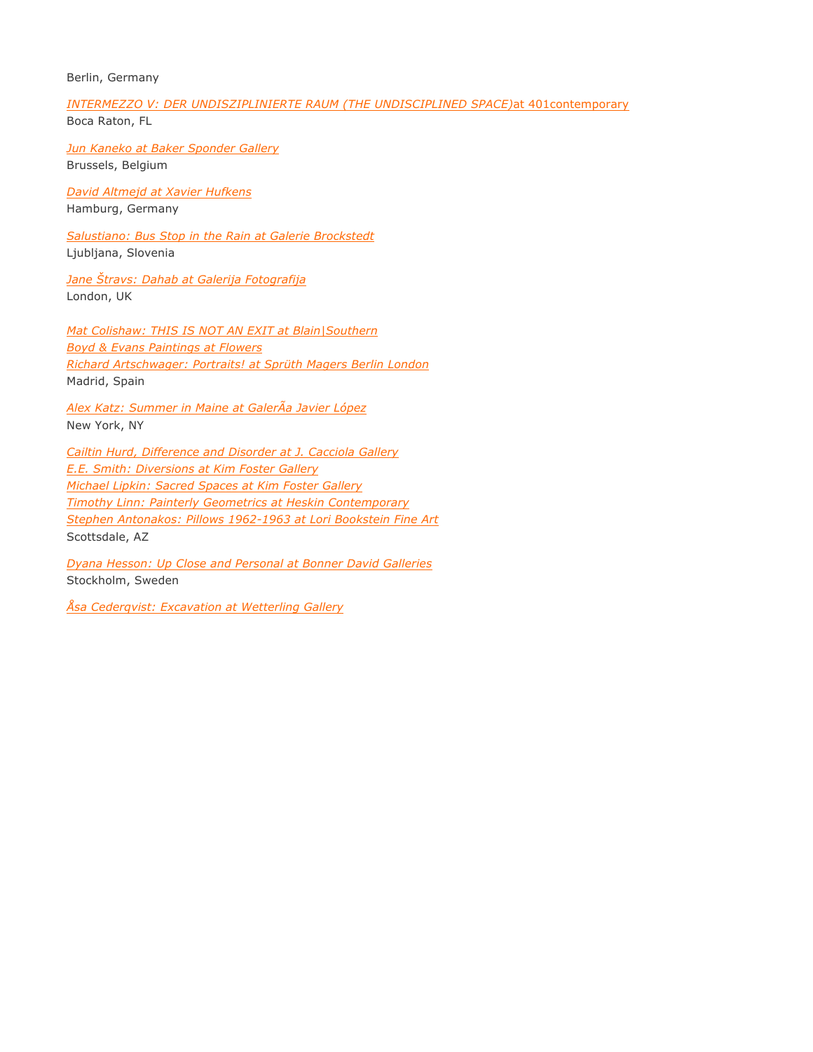Berlin, Germany

[*INTERMEZZO V: DER UNDISZIPLINIERTE RAUM (THE UNDISCIPLINED SPACE)*at 401contemporary]()

Boca Raton, FL

[*Jun Kaneko at Baker Sponder Gallery*]()

Brussels, Belgium

[*David Altmejd at Xavier Hufkens*]()

Hamburg, Germany

[*Salustiano: Bus Stop in the Rain at Galerie Brockstedt*]()

Ljubljana, Slovenia

[*Jane Štravs: Dahab at Galerija Fotografija*]()

London, UK

[*Mat Colishaw: THIS IS NOT AN EXIT at Blain|Southern*]()
[*Boyd & Evans Paintings at Flowers*]()
[*Richard Artschwager: Portraits! at Sprüth Magers Berlin London*]()

Madrid, Spain

[*Alex Katz: Summer in Maine at GalerÃa Javier López*]()

New York, NY

[*Cailtin Hurd, Difference and Disorder at J. Cacciola Gallery*]()
[*E.E. Smith: Diversions at Kim Foster Gallery*]()
[*Michael Lipkin: Sacred Spaces at Kim Foster Gallery*]()
[*Timothy Linn: Painterly Geometrics at Heskin Contemporary*]()
[*Stephen Antonakos: Pillows 1962-1963 at Lori Bookstein Fine Art*]()

Scottsdale, AZ

[*Dyana Hesson: Up Close and Personal at Bonner David Galleries*]()

Stockholm, Sweden

[*Åsa Cederqvist: Excavation at Wetterling Gallery*]()